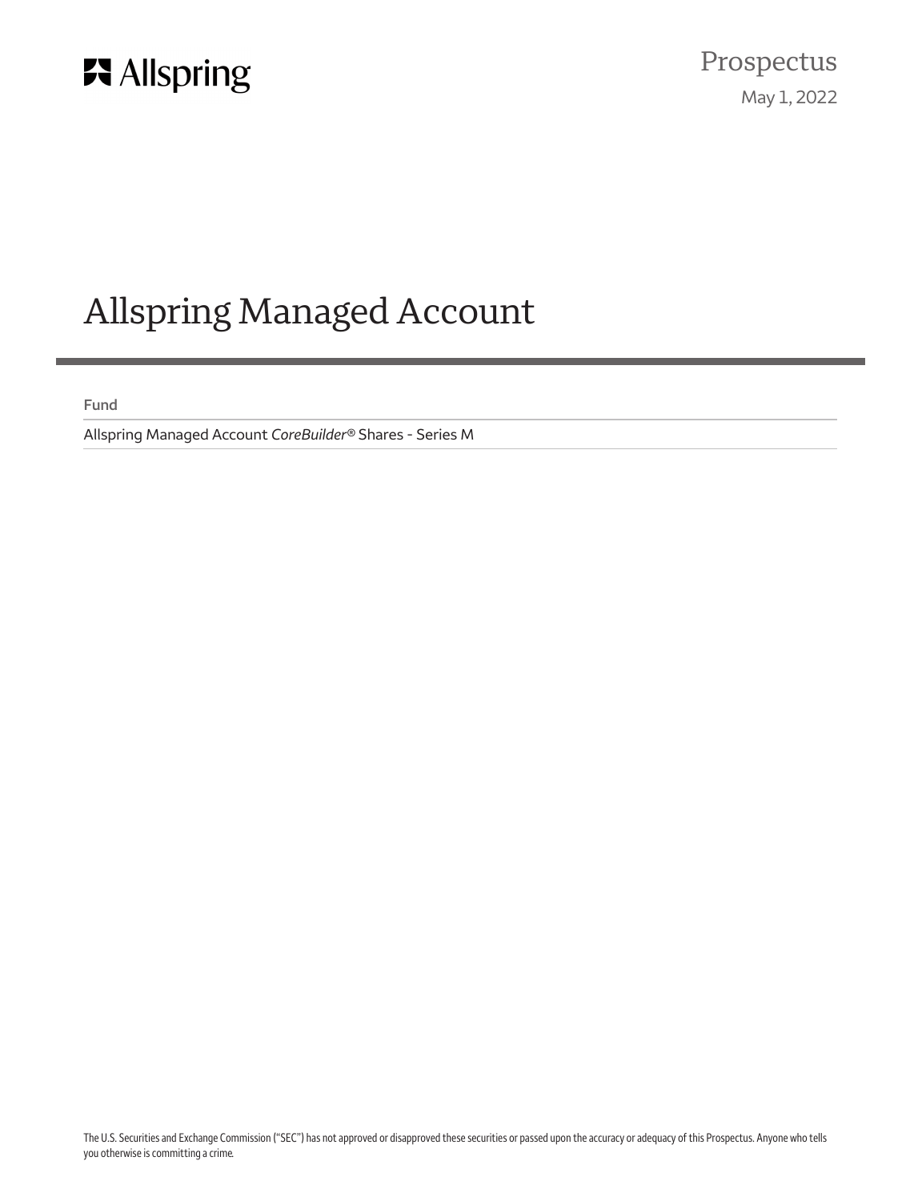Allspring

# Prospectus

May 1, 2022

# Allspring Managed Account

| Fund |
| --- |
| Allspring Managed Account *CoreBuilder*® Shares - Series M |

The U.S. Securities and Exchange Commission ("SEC") has not approved or disapproved these securities or passed upon the accuracy or adequacy of this Prospectus. Anyone who tells you otherwise is committing a crime.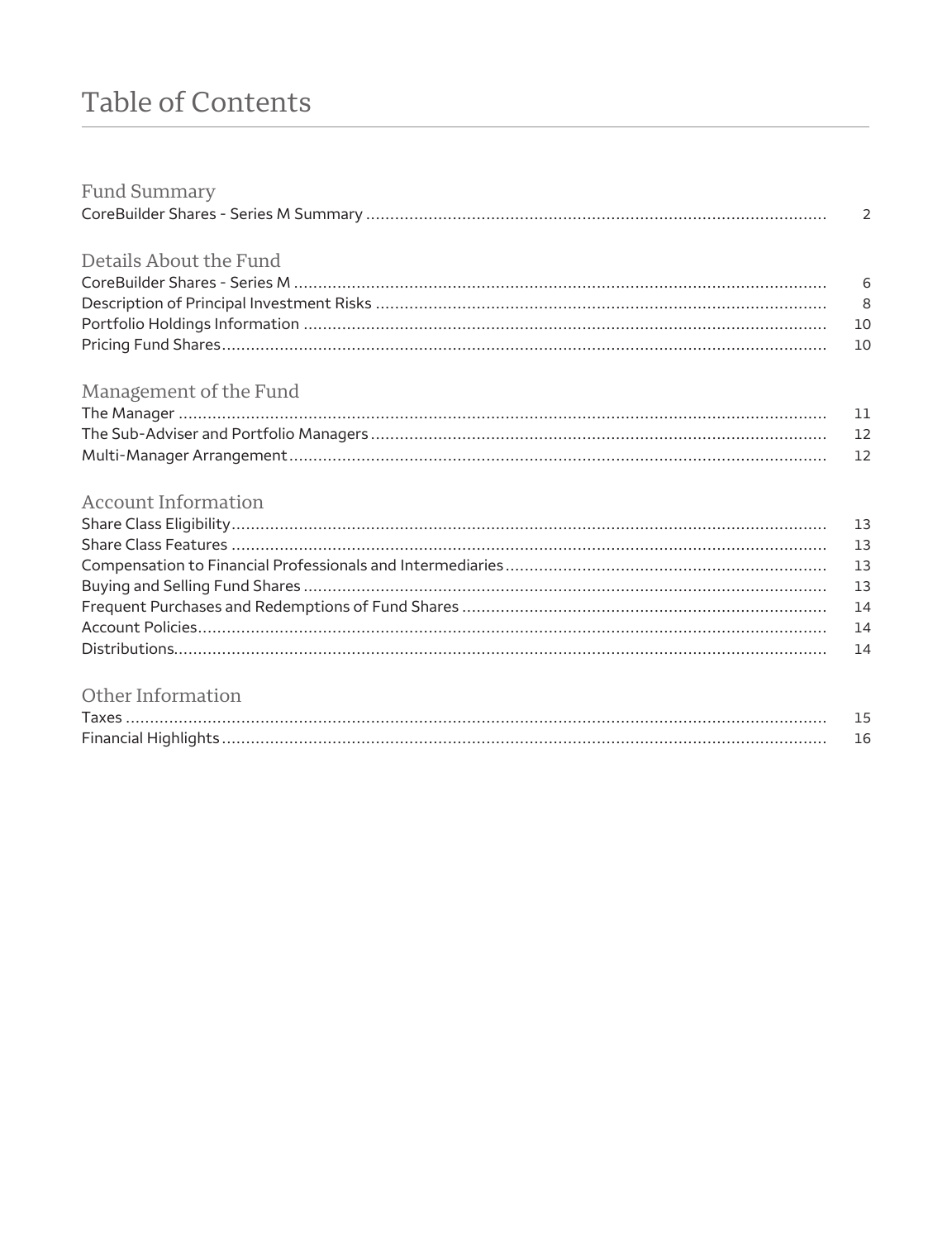# Table of Contents

## Fund Summary

CoreBuilder Shares - Series M Summary ..... 2

## Details About the Fund

CoreBuilder Shares - Series M ..... 6

Description of Principal Investment Risks ..... 8

Portfolio Holdings Information ..... 10

Pricing Fund Shares ..... 10

## Management of the Fund

The Manager ..... 11

The Sub-Adviser and Portfolio Managers ..... 12

Multi-Manager Arrangement ..... 12

## Account Information

Share Class Eligibility ..... 13

Share Class Features ..... 13

Compensation to Financial Professionals and Intermediaries ..... 13

Buying and Selling Fund Shares ..... 13

Frequent Purchases and Redemptions of Fund Shares ..... 14

Account Policies ..... 14

Distributions ..... 14

## Other Information

Taxes ..... 15

Financial Highlights ..... 16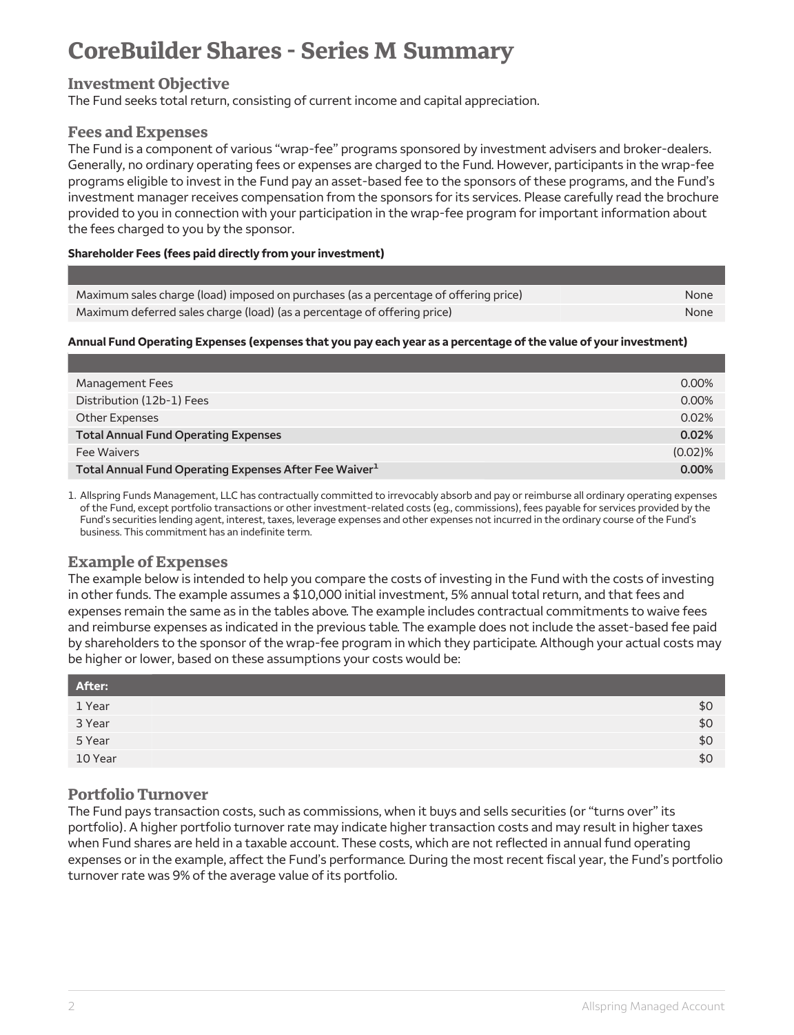# CoreBuilder Shares - Series M Summary

## Investment Objective

The Fund seeks total return, consisting of current income and capital appreciation.

## Fees and Expenses

The Fund is a component of various "wrap-fee" programs sponsored by investment advisers and broker-dealers. Generally, no ordinary operating fees or expenses are charged to the Fund. However, participants in the wrap-fee programs eligible to invest in the Fund pay an asset-based fee to the sponsors of these programs, and the Fund's investment manager receives compensation from the sponsors for its services. Please carefully read the brochure provided to you in connection with your participation in the wrap-fee program for important information about the fees charged to you by the sponsor.

**Shareholder Fees (fees paid directly from your investment)**

| | |
|---|---|
| Maximum sales charge (load) imposed on purchases (as a percentage of offering price) | None |
| Maximum deferred sales charge (load) (as a percentage of offering price) | None |

**Annual Fund Operating Expenses (expenses that you pay each year as a percentage of the value of your investment)**

| | |
|---|---|
| Management Fees | 0.00% |
| Distribution (12b-1) Fees | 0.00% |
| Other Expenses | 0.02% |
| **Total Annual Fund Operating Expenses** | **0.02%** |
| Fee Waivers | (0.02)% |
| **Total Annual Fund Operating Expenses After Fee Waiver[1]** | **0.00%** |

1. Allspring Funds Management, LLC has contractually committed to irrevocably absorb and pay or reimburse all ordinary operating expenses of the Fund, except portfolio transactions or other investment-related costs (e.g., commissions), fees payable for services provided by the Fund's securities lending agent, interest, taxes, leverage expenses and other expenses not incurred in the ordinary course of the Fund's business. This commitment has an indefinite term.

## Example of Expenses

The example below is intended to help you compare the costs of investing in the Fund with the costs of investing in other funds. The example assumes a $10,000 initial investment, 5% annual total return, and that fees and expenses remain the same as in the tables above. The example includes contractual commitments to waive fees and reimburse expenses as indicated in the previous table. The example does not include the asset-based fee paid by shareholders to the sponsor of the wrap-fee program in which they participate. Although your actual costs may be higher or lower, based on these assumptions your costs would be:

| After: | |
|---|---|
| 1 Year | $0 |
| 3 Year | $0 |
| 5 Year | $0 |
| 10 Year | $0 |

## Portfolio Turnover

The Fund pays transaction costs, such as commissions, when it buys and sells securities (or "turns over" its portfolio). A higher portfolio turnover rate may indicate higher transaction costs and may result in higher taxes when Fund shares are held in a taxable account. These costs, which are not reflected in annual fund operating expenses or in the example, affect the Fund's performance. During the most recent fiscal year, the Fund's portfolio turnover rate was 9% of the average value of its portfolio.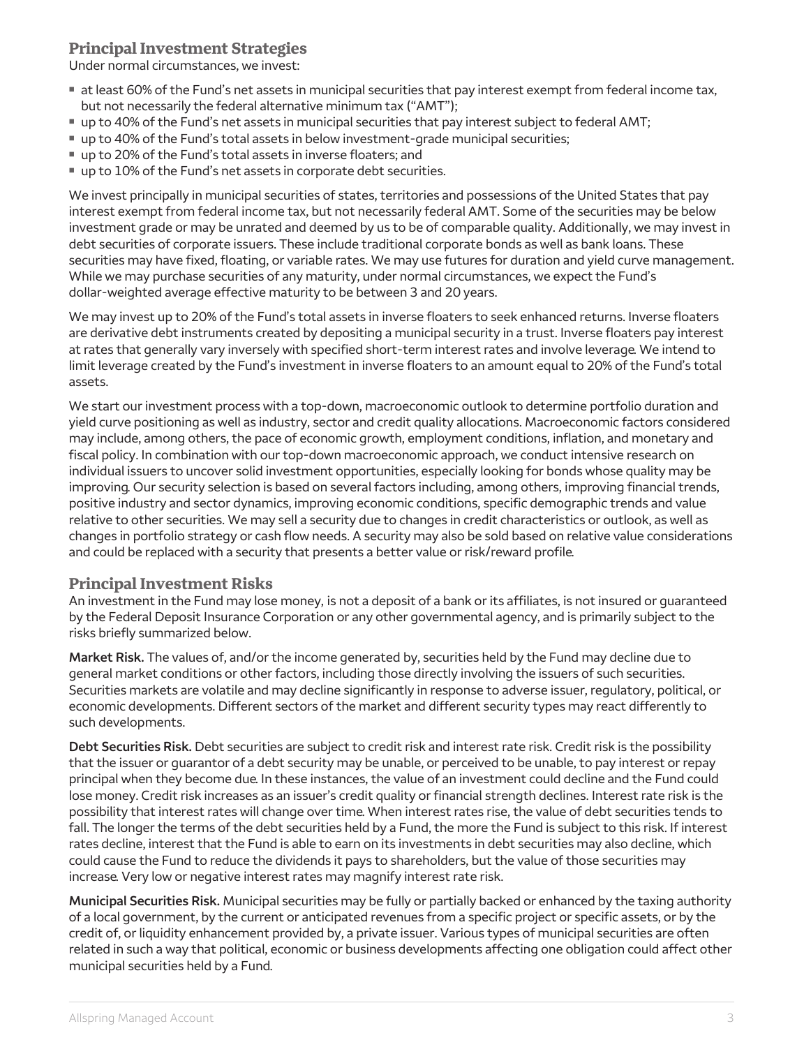## Principal Investment Strategies

Under normal circumstances, we invest:

- at least 60% of the Fund's net assets in municipal securities that pay interest exempt from federal income tax, but not necessarily the federal alternative minimum tax ("AMT");
- up to 40% of the Fund's net assets in municipal securities that pay interest subject to federal AMT;
- up to 40% of the Fund's total assets in below investment-grade municipal securities;
- up to 20% of the Fund's total assets in inverse floaters; and
- up to 10% of the Fund's net assets in corporate debt securities.

We invest principally in municipal securities of states, territories and possessions of the United States that pay interest exempt from federal income tax, but not necessarily federal AMT. Some of the securities may be below investment grade or may be unrated and deemed by us to be of comparable quality. Additionally, we may invest in debt securities of corporate issuers. These include traditional corporate bonds as well as bank loans. These securities may have fixed, floating, or variable rates. We may use futures for duration and yield curve management. While we may purchase securities of any maturity, under normal circumstances, we expect the Fund's dollar-weighted average effective maturity to be between 3 and 20 years.

We may invest up to 20% of the Fund's total assets in inverse floaters to seek enhanced returns. Inverse floaters are derivative debt instruments created by depositing a municipal security in a trust. Inverse floaters pay interest at rates that generally vary inversely with specified short-term interest rates and involve leverage. We intend to limit leverage created by the Fund's investment in inverse floaters to an amount equal to 20% of the Fund's total assets.

We start our investment process with a top-down, macroeconomic outlook to determine portfolio duration and yield curve positioning as well as industry, sector and credit quality allocations. Macroeconomic factors considered may include, among others, the pace of economic growth, employment conditions, inflation, and monetary and fiscal policy. In combination with our top-down macroeconomic approach, we conduct intensive research on individual issuers to uncover solid investment opportunities, especially looking for bonds whose quality may be improving. Our security selection is based on several factors including, among others, improving financial trends, positive industry and sector dynamics, improving economic conditions, specific demographic trends and value relative to other securities. We may sell a security due to changes in credit characteristics or outlook, as well as changes in portfolio strategy or cash flow needs. A security may also be sold based on relative value considerations and could be replaced with a security that presents a better value or risk/reward profile.

## Principal Investment Risks

An investment in the Fund may lose money, is not a deposit of a bank or its affiliates, is not insured or guaranteed by the Federal Deposit Insurance Corporation or any other governmental agency, and is primarily subject to the risks briefly summarized below.

**Market Risk.** The values of, and/or the income generated by, securities held by the Fund may decline due to general market conditions or other factors, including those directly involving the issuers of such securities. Securities markets are volatile and may decline significantly in response to adverse issuer, regulatory, political, or economic developments. Different sectors of the market and different security types may react differently to such developments.

**Debt Securities Risk.** Debt securities are subject to credit risk and interest rate risk. Credit risk is the possibility that the issuer or guarantor of a debt security may be unable, or perceived to be unable, to pay interest or repay principal when they become due. In these instances, the value of an investment could decline and the Fund could lose money. Credit risk increases as an issuer's credit quality or financial strength declines. Interest rate risk is the possibility that interest rates will change over time. When interest rates rise, the value of debt securities tends to fall. The longer the terms of the debt securities held by a Fund, the more the Fund is subject to this risk. If interest rates decline, interest that the Fund is able to earn on its investments in debt securities may also decline, which could cause the Fund to reduce the dividends it pays to shareholders, but the value of those securities may increase. Very low or negative interest rates may magnify interest rate risk.

**Municipal Securities Risk.** Municipal securities may be fully or partially backed or enhanced by the taxing authority of a local government, by the current or anticipated revenues from a specific project or specific assets, or by the credit of, or liquidity enhancement provided by, a private issuer. Various types of municipal securities are often related in such a way that political, economic or business developments affecting one obligation could affect other municipal securities held by a Fund.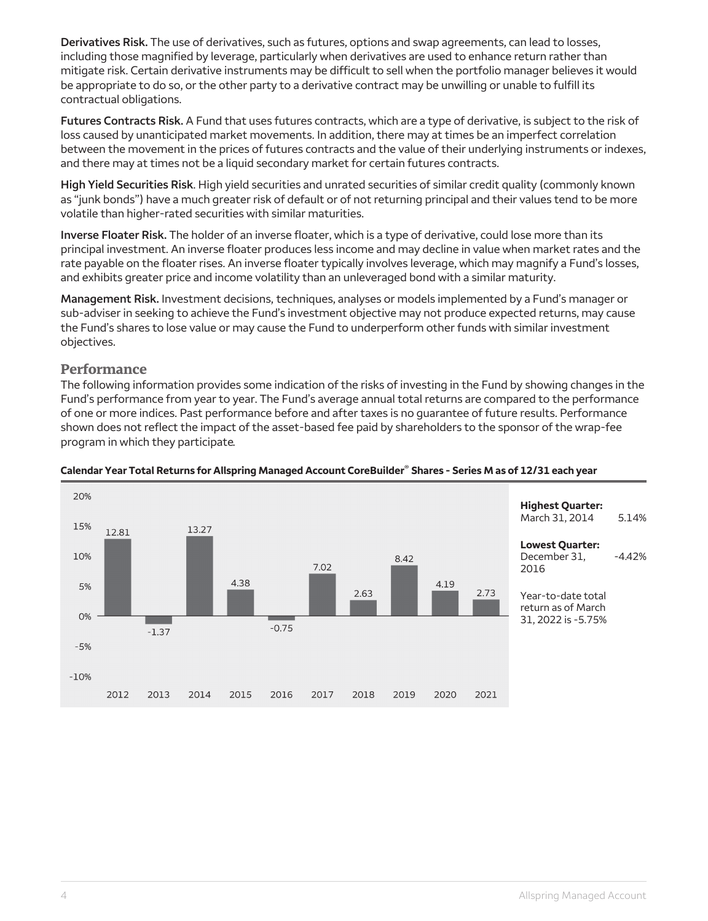**Derivatives Risk.** The use of derivatives, such as futures, options and swap agreements, can lead to losses, including those magnified by leverage, particularly when derivatives are used to enhance return rather than mitigate risk. Certain derivative instruments may be difficult to sell when the portfolio manager believes it would be appropriate to do so, or the other party to a derivative contract may be unwilling or unable to fulfill its contractual obligations.

**Futures Contracts Risk.** A Fund that uses futures contracts, which are a type of derivative, is subject to the risk of loss caused by unanticipated market movements. In addition, there may at times be an imperfect correlation between the movement in the prices of futures contracts and the value of their underlying instruments or indexes, and there may at times not be a liquid secondary market for certain futures contracts.

**High Yield Securities Risk**. High yield securities and unrated securities of similar credit quality (commonly known as "junk bonds") have a much greater risk of default or of not returning principal and their values tend to be more volatile than higher-rated securities with similar maturities.

**Inverse Floater Risk.** The holder of an inverse floater, which is a type of derivative, could lose more than its principal investment. An inverse floater produces less income and may decline in value when market rates and the rate payable on the floater rises. An inverse floater typically involves leverage, which may magnify a Fund's losses, and exhibits greater price and income volatility than an unleveraged bond with a similar maturity.

**Management Risk.** Investment decisions, techniques, analyses or models implemented by a Fund's manager or sub-adviser in seeking to achieve the Fund's investment objective may not produce expected returns, may cause the Fund's shares to lose value or may cause the Fund to underperform other funds with similar investment objectives.

## Performance

The following information provides some indication of the risks of investing in the Fund by showing changes in the Fund's performance from year to year. The Fund's average annual total returns are compared to the performance of one or more indices. Past performance before and after taxes is no guarantee of future results. Performance shown does not reflect the impact of the asset-based fee paid by shareholders to the sponsor of the wrap-fee program in which they participate.

**Calendar Year Total Returns for Allspring Managed Account CoreBuilder® Shares - Series M as of 12/31 each year**

| Year | 2012 | 2013 | 2014 | 2015 | 2016 | 2017 | 2018 | 2019 | 2020 | 2021 |
|---|---|---|---|---|---|---|---|---|---|---|
| Return (%) | 12.81 | -1.37 | 13.27 | 4.38 | -0.75 | 7.02 | 2.63 | 8.42 | 4.19 | 2.73 |

**Highest Quarter:** March 31, 2014 5.14%

**Lowest Quarter:** December 31, 2016 -4.42%

Year-to-date total return as of March 31, 2022 is -5.75%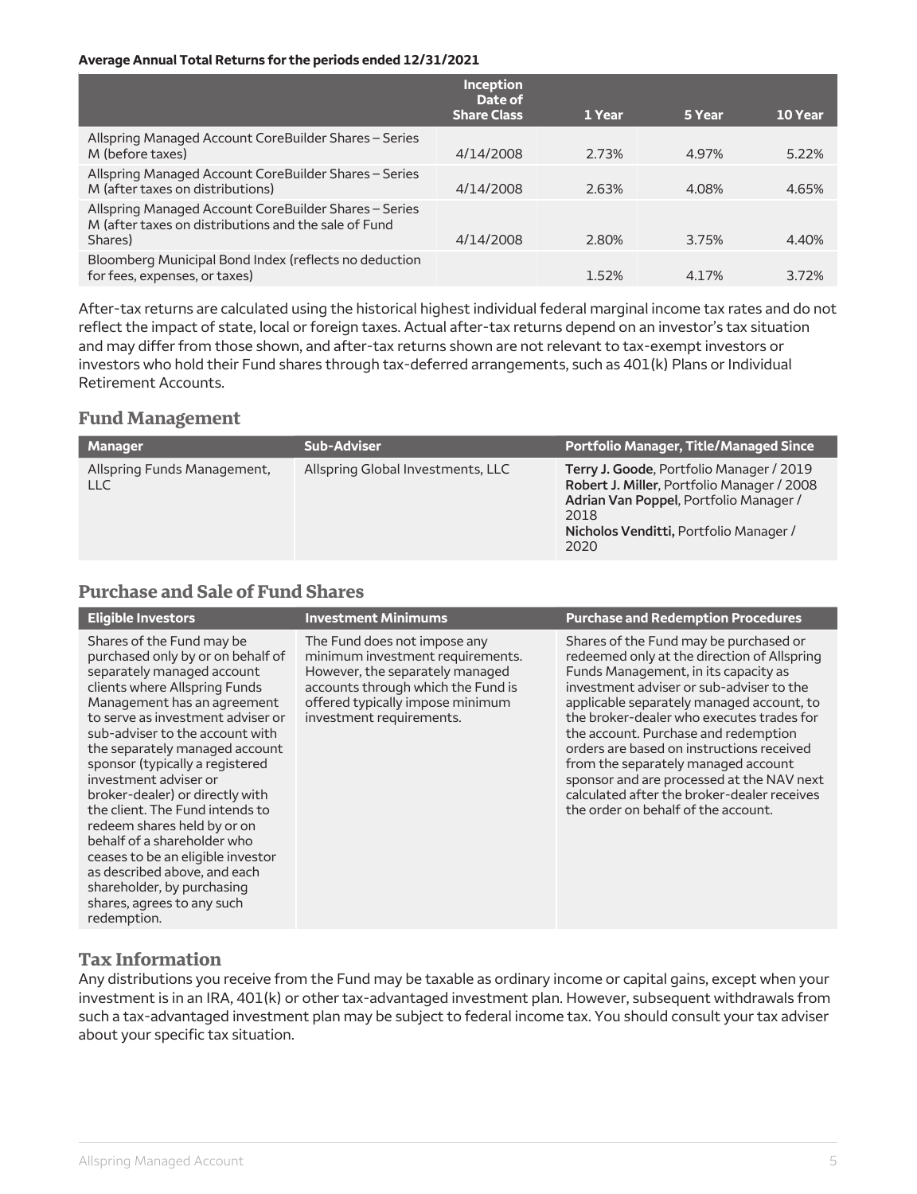**Average Annual Total Returns for the periods ended 12/31/2021**

| | Inception Date of Share Class | 1 Year | 5 Year | 10 Year |
|---|---|---|---|---|
| Allspring Managed Account CoreBuilder Shares – Series M (before taxes) | 4/14/2008 | 2.73% | 4.97% | 5.22% |
| Allspring Managed Account CoreBuilder Shares – Series M (after taxes on distributions) | 4/14/2008 | 2.63% | 4.08% | 4.65% |
| Allspring Managed Account CoreBuilder Shares – Series M (after taxes on distributions and the sale of Fund Shares) | 4/14/2008 | 2.80% | 3.75% | 4.40% |
| Bloomberg Municipal Bond Index (reflects no deduction for fees, expenses, or taxes) | | 1.52% | 4.17% | 3.72% |

After-tax returns are calculated using the historical highest individual federal marginal income tax rates and do not reflect the impact of state, local or foreign taxes. Actual after-tax returns depend on an investor's tax situation and may differ from those shown, and after-tax returns shown are not relevant to tax-exempt investors or investors who hold their Fund shares through tax-deferred arrangements, such as 401(k) Plans or Individual Retirement Accounts.

## Fund Management

| Manager | Sub-Adviser | Portfolio Manager, Title/Managed Since |
|---|---|---|
| Allspring Funds Management, LLC | Allspring Global Investments, LLC | **Terry J. Goode**, Portfolio Manager / 2019<br>**Robert J. Miller**, Portfolio Manager / 2008<br>**Adrian Van Poppel**, Portfolio Manager / 2018<br>**Nicholos Venditti,** Portfolio Manager / 2020 |

## Purchase and Sale of Fund Shares

| Eligible Investors | Investment Minimums | Purchase and Redemption Procedures |
|---|---|---|
| Shares of the Fund may be purchased only by or on behalf of separately managed account clients where Allspring Funds Management has an agreement to serve as investment adviser or sub-adviser to the account with the separately managed account sponsor (typically a registered investment adviser or broker-dealer) or directly with the client. The Fund intends to redeem shares held by or on behalf of a shareholder who ceases to be an eligible investor as described above, and each shareholder, by purchasing shares, agrees to any such redemption. | The Fund does not impose any minimum investment requirements. However, the separately managed accounts through which the Fund is offered typically impose minimum investment requirements. | Shares of the Fund may be purchased or redeemed only at the direction of Allspring Funds Management, in its capacity as investment adviser or sub-adviser to the applicable separately managed account, to the broker-dealer who executes trades for the account. Purchase and redemption orders are based on instructions received from the separately managed account sponsor and are processed at the NAV next calculated after the broker-dealer receives the order on behalf of the account. |

## Tax Information

Any distributions you receive from the Fund may be taxable as ordinary income or capital gains, except when your investment is in an IRA, 401(k) or other tax-advantaged investment plan. However, subsequent withdrawals from such a tax-advantaged investment plan may be subject to federal income tax. You should consult your tax adviser about your specific tax situation.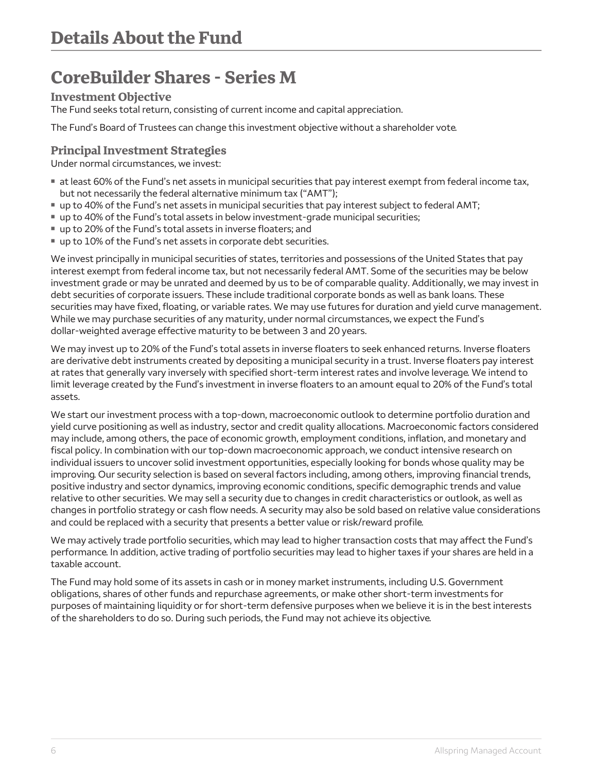# Details About the Fund

## CoreBuilder Shares - Series M

### Investment Objective

The Fund seeks total return, consisting of current income and capital appreciation.

The Fund's Board of Trustees can change this investment objective without a shareholder vote.

### Principal Investment Strategies

Under normal circumstances, we invest:

- at least 60% of the Fund's net assets in municipal securities that pay interest exempt from federal income tax, but not necessarily the federal alternative minimum tax ("AMT");
- up to 40% of the Fund's net assets in municipal securities that pay interest subject to federal AMT;
- up to 40% of the Fund's total assets in below investment-grade municipal securities;
- up to 20% of the Fund's total assets in inverse floaters; and
- up to 10% of the Fund's net assets in corporate debt securities.

We invest principally in municipal securities of states, territories and possessions of the United States that pay interest exempt from federal income tax, but not necessarily federal AMT. Some of the securities may be below investment grade or may be unrated and deemed by us to be of comparable quality. Additionally, we may invest in debt securities of corporate issuers. These include traditional corporate bonds as well as bank loans. These securities may have fixed, floating, or variable rates. We may use futures for duration and yield curve management. While we may purchase securities of any maturity, under normal circumstances, we expect the Fund's dollar-weighted average effective maturity to be between 3 and 20 years.

We may invest up to 20% of the Fund's total assets in inverse floaters to seek enhanced returns. Inverse floaters are derivative debt instruments created by depositing a municipal security in a trust. Inverse floaters pay interest at rates that generally vary inversely with specified short-term interest rates and involve leverage. We intend to limit leverage created by the Fund's investment in inverse floaters to an amount equal to 20% of the Fund's total assets.

We start our investment process with a top-down, macroeconomic outlook to determine portfolio duration and yield curve positioning as well as industry, sector and credit quality allocations. Macroeconomic factors considered may include, among others, the pace of economic growth, employment conditions, inflation, and monetary and fiscal policy. In combination with our top-down macroeconomic approach, we conduct intensive research on individual issuers to uncover solid investment opportunities, especially looking for bonds whose quality may be improving. Our security selection is based on several factors including, among others, improving financial trends, positive industry and sector dynamics, improving economic conditions, specific demographic trends and value relative to other securities. We may sell a security due to changes in credit characteristics or outlook, as well as changes in portfolio strategy or cash flow needs. A security may also be sold based on relative value considerations and could be replaced with a security that presents a better value or risk/reward profile.

We may actively trade portfolio securities, which may lead to higher transaction costs that may affect the Fund's performance. In addition, active trading of portfolio securities may lead to higher taxes if your shares are held in a taxable account.

The Fund may hold some of its assets in cash or in money market instruments, including U.S. Government obligations, shares of other funds and repurchase agreements, or make other short-term investments for purposes of maintaining liquidity or for short-term defensive purposes when we believe it is in the best interests of the shareholders to do so. During such periods, the Fund may not achieve its objective.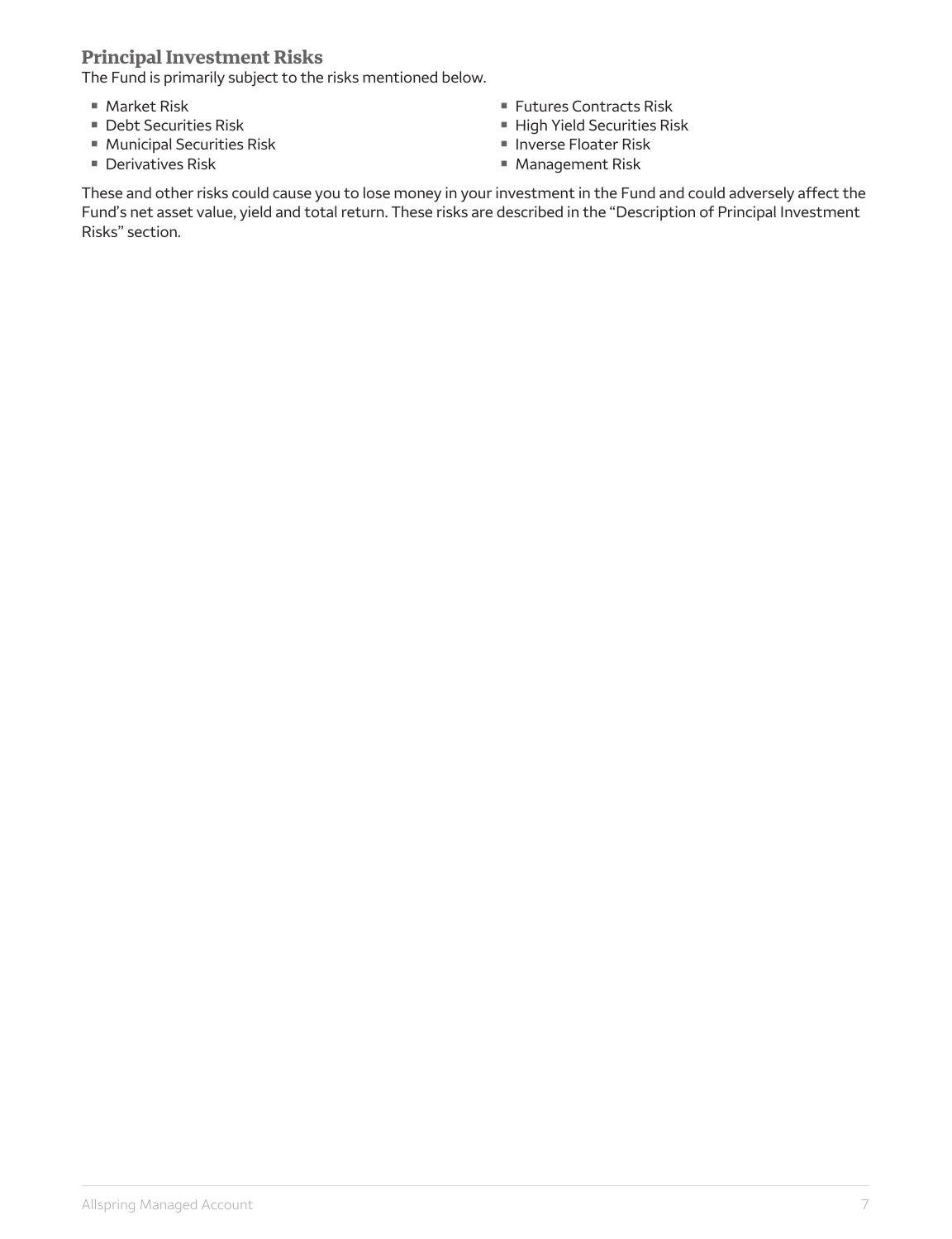## Principal Investment Risks

The Fund is primarily subject to the risks mentioned below.

- Market Risk
- Debt Securities Risk
- Municipal Securities Risk
- Derivatives Risk
- Futures Contracts Risk
- High Yield Securities Risk
- Inverse Floater Risk
- Management Risk

These and other risks could cause you to lose money in your investment in the Fund and could adversely affect the Fund's net asset value, yield and total return. These risks are described in the "Description of Principal Investment Risks" section.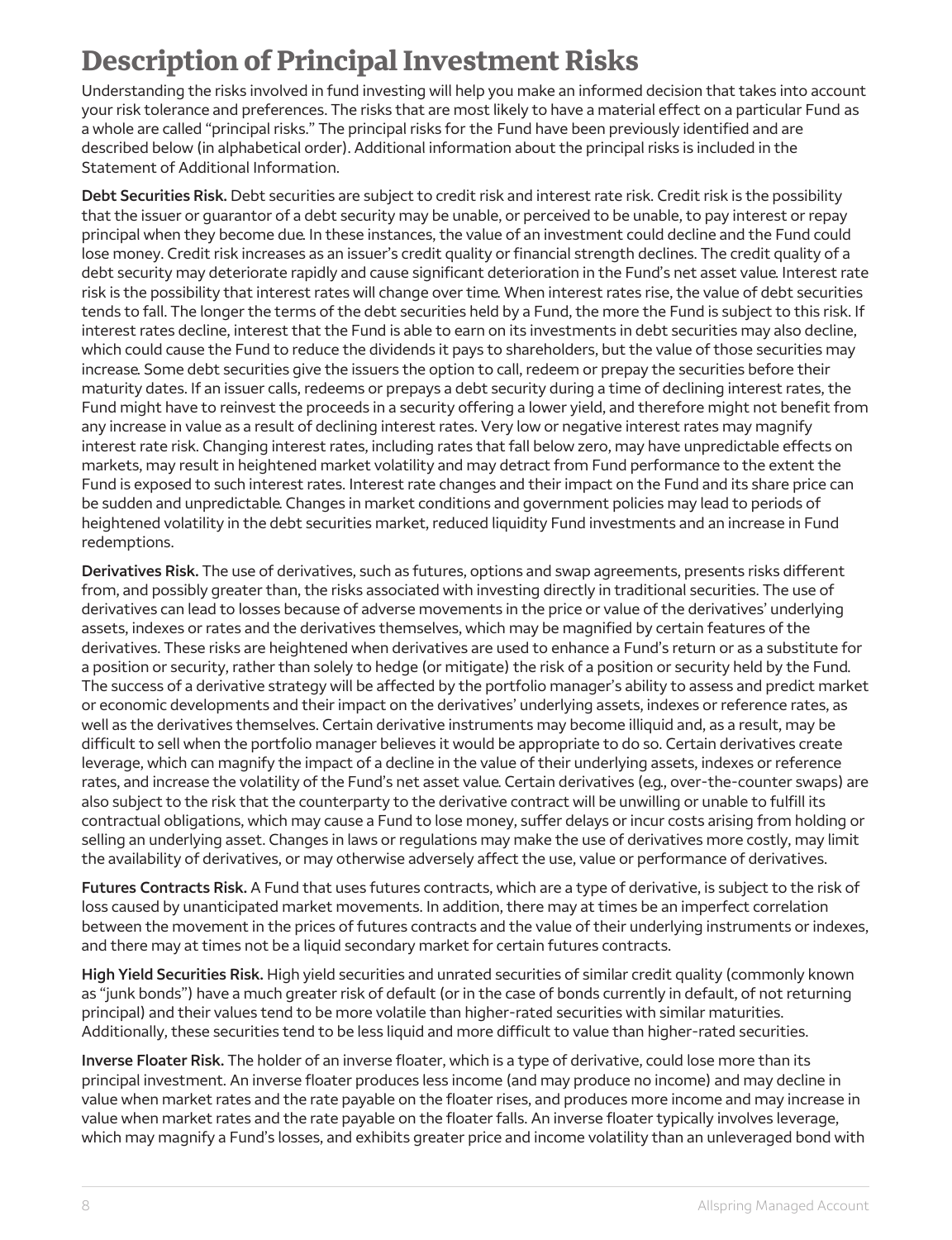# Description of Principal Investment Risks

Understanding the risks involved in fund investing will help you make an informed decision that takes into account your risk tolerance and preferences. The risks that are most likely to have a material effect on a particular Fund as a whole are called "principal risks." The principal risks for the Fund have been previously identified and are described below (in alphabetical order). Additional information about the principal risks is included in the Statement of Additional Information.

**Debt Securities Risk.** Debt securities are subject to credit risk and interest rate risk. Credit risk is the possibility that the issuer or guarantor of a debt security may be unable, or perceived to be unable, to pay interest or repay principal when they become due. In these instances, the value of an investment could decline and the Fund could lose money. Credit risk increases as an issuer's credit quality or financial strength declines. The credit quality of a debt security may deteriorate rapidly and cause significant deterioration in the Fund's net asset value. Interest rate risk is the possibility that interest rates will change over time. When interest rates rise, the value of debt securities tends to fall. The longer the terms of the debt securities held by a Fund, the more the Fund is subject to this risk. If interest rates decline, interest that the Fund is able to earn on its investments in debt securities may also decline, which could cause the Fund to reduce the dividends it pays to shareholders, but the value of those securities may increase. Some debt securities give the issuers the option to call, redeem or prepay the securities before their maturity dates. If an issuer calls, redeems or prepays a debt security during a time of declining interest rates, the Fund might have to reinvest the proceeds in a security offering a lower yield, and therefore might not benefit from any increase in value as a result of declining interest rates. Very low or negative interest rates may magnify interest rate risk. Changing interest rates, including rates that fall below zero, may have unpredictable effects on markets, may result in heightened market volatility and may detract from Fund performance to the extent the Fund is exposed to such interest rates. Interest rate changes and their impact on the Fund and its share price can be sudden and unpredictable. Changes in market conditions and government policies may lead to periods of heightened volatility in the debt securities market, reduced liquidity Fund investments and an increase in Fund redemptions.

**Derivatives Risk.** The use of derivatives, such as futures, options and swap agreements, presents risks different from, and possibly greater than, the risks associated with investing directly in traditional securities. The use of derivatives can lead to losses because of adverse movements in the price or value of the derivatives' underlying assets, indexes or rates and the derivatives themselves, which may be magnified by certain features of the derivatives. These risks are heightened when derivatives are used to enhance a Fund's return or as a substitute for a position or security, rather than solely to hedge (or mitigate) the risk of a position or security held by the Fund. The success of a derivative strategy will be affected by the portfolio manager's ability to assess and predict market or economic developments and their impact on the derivatives' underlying assets, indexes or reference rates, as well as the derivatives themselves. Certain derivative instruments may become illiquid and, as a result, may be difficult to sell when the portfolio manager believes it would be appropriate to do so. Certain derivatives create leverage, which can magnify the impact of a decline in the value of their underlying assets, indexes or reference rates, and increase the volatility of the Fund's net asset value. Certain derivatives (e.g., over-the-counter swaps) are also subject to the risk that the counterparty to the derivative contract will be unwilling or unable to fulfill its contractual obligations, which may cause a Fund to lose money, suffer delays or incur costs arising from holding or selling an underlying asset. Changes in laws or regulations may make the use of derivatives more costly, may limit the availability of derivatives, or may otherwise adversely affect the use, value or performance of derivatives.

**Futures Contracts Risk.** A Fund that uses futures contracts, which are a type of derivative, is subject to the risk of loss caused by unanticipated market movements. In addition, there may at times be an imperfect correlation between the movement in the prices of futures contracts and the value of their underlying instruments or indexes, and there may at times not be a liquid secondary market for certain futures contracts.

**High Yield Securities Risk.** High yield securities and unrated securities of similar credit quality (commonly known as "junk bonds") have a much greater risk of default (or in the case of bonds currently in default, of not returning principal) and their values tend to be more volatile than higher-rated securities with similar maturities. Additionally, these securities tend to be less liquid and more difficult to value than higher-rated securities.

**Inverse Floater Risk.** The holder of an inverse floater, which is a type of derivative, could lose more than its principal investment. An inverse floater produces less income (and may produce no income) and may decline in value when market rates and the rate payable on the floater rises, and produces more income and may increase in value when market rates and the rate payable on the floater falls. An inverse floater typically involves leverage, which may magnify a Fund's losses, and exhibits greater price and income volatility than an unleveraged bond with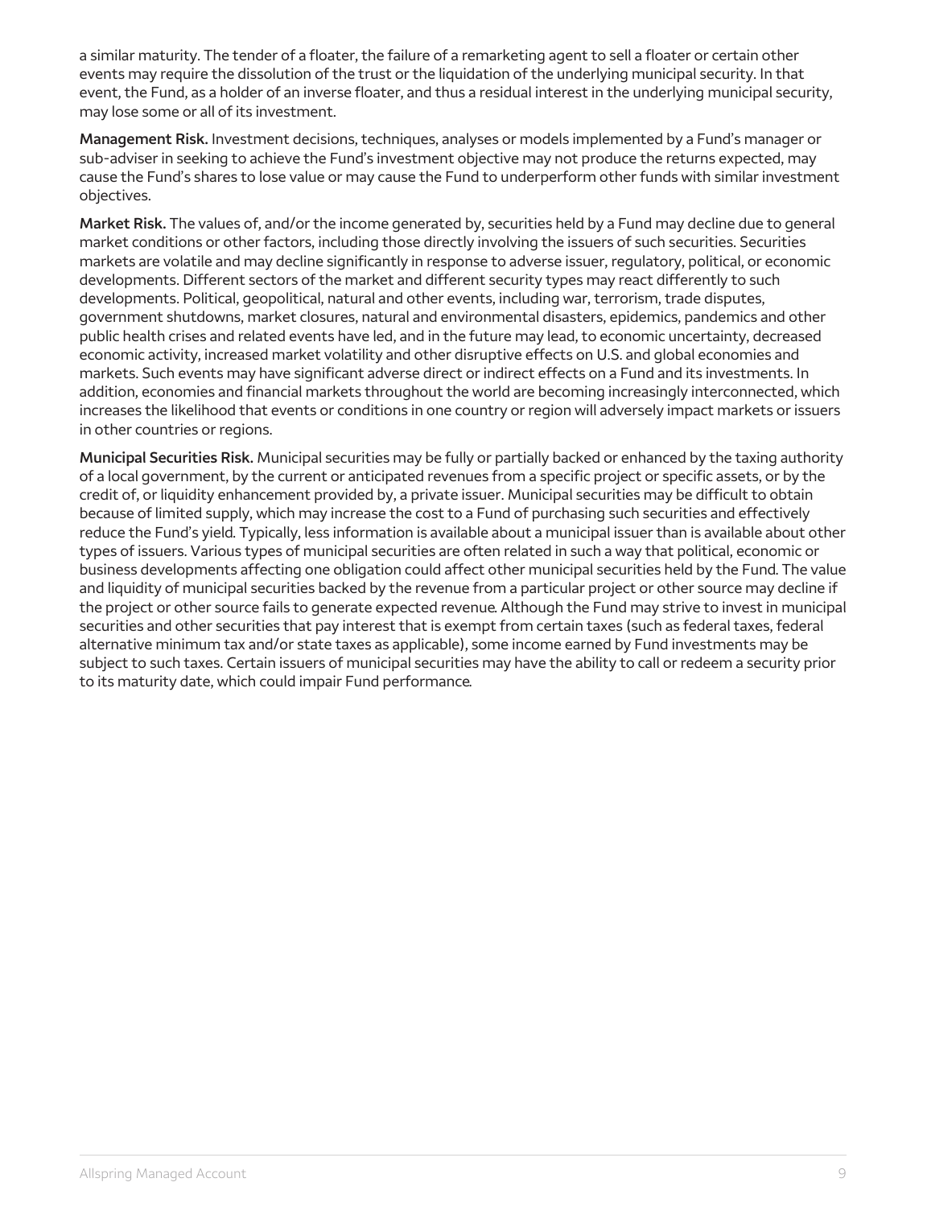a similar maturity. The tender of a floater, the failure of a remarketing agent to sell a floater or certain other events may require the dissolution of the trust or the liquidation of the underlying municipal security. In that event, the Fund, as a holder of an inverse floater, and thus a residual interest in the underlying municipal security, may lose some or all of its investment.

**Management Risk.** Investment decisions, techniques, analyses or models implemented by a Fund's manager or sub-adviser in seeking to achieve the Fund's investment objective may not produce the returns expected, may cause the Fund's shares to lose value or may cause the Fund to underperform other funds with similar investment objectives.

**Market Risk.** The values of, and/or the income generated by, securities held by a Fund may decline due to general market conditions or other factors, including those directly involving the issuers of such securities. Securities markets are volatile and may decline significantly in response to adverse issuer, regulatory, political, or economic developments. Different sectors of the market and different security types may react differently to such developments. Political, geopolitical, natural and other events, including war, terrorism, trade disputes, government shutdowns, market closures, natural and environmental disasters, epidemics, pandemics and other public health crises and related events have led, and in the future may lead, to economic uncertainty, decreased economic activity, increased market volatility and other disruptive effects on U.S. and global economies and markets. Such events may have significant adverse direct or indirect effects on a Fund and its investments. In addition, economies and financial markets throughout the world are becoming increasingly interconnected, which increases the likelihood that events or conditions in one country or region will adversely impact markets or issuers in other countries or regions.

**Municipal Securities Risk.** Municipal securities may be fully or partially backed or enhanced by the taxing authority of a local government, by the current or anticipated revenues from a specific project or specific assets, or by the credit of, or liquidity enhancement provided by, a private issuer. Municipal securities may be difficult to obtain because of limited supply, which may increase the cost to a Fund of purchasing such securities and effectively reduce the Fund's yield. Typically, less information is available about a municipal issuer than is available about other types of issuers. Various types of municipal securities are often related in such a way that political, economic or business developments affecting one obligation could affect other municipal securities held by the Fund. The value and liquidity of municipal securities backed by the revenue from a particular project or other source may decline if the project or other source fails to generate expected revenue. Although the Fund may strive to invest in municipal securities and other securities that pay interest that is exempt from certain taxes (such as federal taxes, federal alternative minimum tax and/or state taxes as applicable), some income earned by Fund investments may be subject to such taxes. Certain issuers of municipal securities may have the ability to call or redeem a security prior to its maturity date, which could impair Fund performance.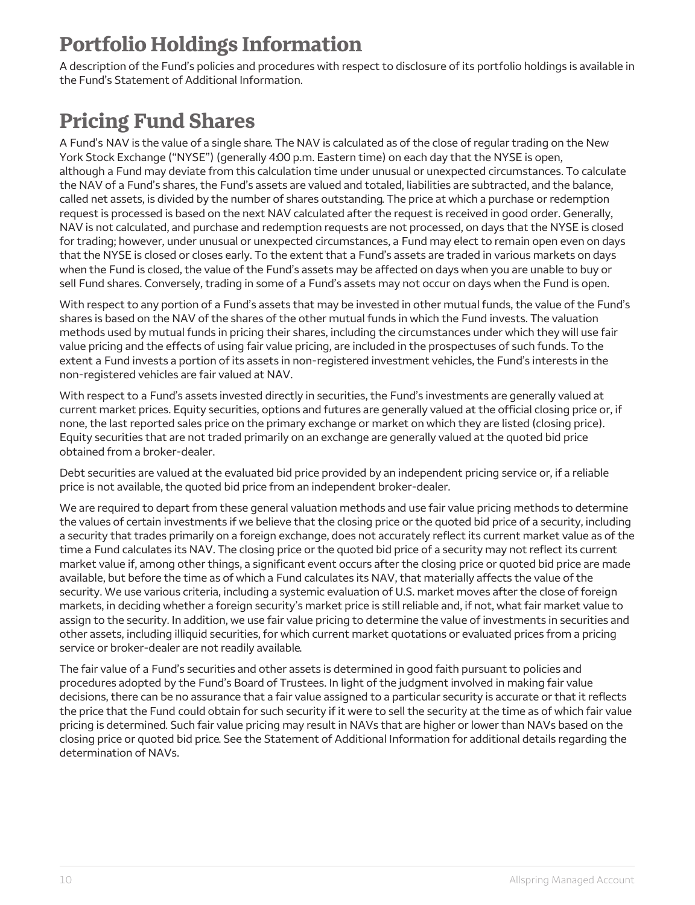# Portfolio Holdings Information

A description of the Fund's policies and procedures with respect to disclosure of its portfolio holdings is available in the Fund's Statement of Additional Information.

# Pricing Fund Shares

A Fund's NAV is the value of a single share. The NAV is calculated as of the close of regular trading on the New York Stock Exchange ("NYSE") (generally 4:00 p.m. Eastern time) on each day that the NYSE is open, although a Fund may deviate from this calculation time under unusual or unexpected circumstances. To calculate the NAV of a Fund's shares, the Fund's assets are valued and totaled, liabilities are subtracted, and the balance, called net assets, is divided by the number of shares outstanding. The price at which a purchase or redemption request is processed is based on the next NAV calculated after the request is received in good order. Generally, NAV is not calculated, and purchase and redemption requests are not processed, on days that the NYSE is closed for trading; however, under unusual or unexpected circumstances, a Fund may elect to remain open even on days that the NYSE is closed or closes early. To the extent that a Fund's assets are traded in various markets on days when the Fund is closed, the value of the Fund's assets may be affected on days when you are unable to buy or sell Fund shares. Conversely, trading in some of a Fund's assets may not occur on days when the Fund is open.

With respect to any portion of a Fund's assets that may be invested in other mutual funds, the value of the Fund's shares is based on the NAV of the shares of the other mutual funds in which the Fund invests. The valuation methods used by mutual funds in pricing their shares, including the circumstances under which they will use fair value pricing and the effects of using fair value pricing, are included in the prospectuses of such funds. To the extent a Fund invests a portion of its assets in non-registered investment vehicles, the Fund's interests in the non-registered vehicles are fair valued at NAV.

With respect to a Fund's assets invested directly in securities, the Fund's investments are generally valued at current market prices. Equity securities, options and futures are generally valued at the official closing price or, if none, the last reported sales price on the primary exchange or market on which they are listed (closing price). Equity securities that are not traded primarily on an exchange are generally valued at the quoted bid price obtained from a broker-dealer.

Debt securities are valued at the evaluated bid price provided by an independent pricing service or, if a reliable price is not available, the quoted bid price from an independent broker-dealer.

We are required to depart from these general valuation methods and use fair value pricing methods to determine the values of certain investments if we believe that the closing price or the quoted bid price of a security, including a security that trades primarily on a foreign exchange, does not accurately reflect its current market value as of the time a Fund calculates its NAV. The closing price or the quoted bid price of a security may not reflect its current market value if, among other things, a significant event occurs after the closing price or quoted bid price are made available, but before the time as of which a Fund calculates its NAV, that materially affects the value of the security. We use various criteria, including a systemic evaluation of U.S. market moves after the close of foreign markets, in deciding whether a foreign security's market price is still reliable and, if not, what fair market value to assign to the security. In addition, we use fair value pricing to determine the value of investments in securities and other assets, including illiquid securities, for which current market quotations or evaluated prices from a pricing service or broker-dealer are not readily available.

The fair value of a Fund's securities and other assets is determined in good faith pursuant to policies and procedures adopted by the Fund's Board of Trustees. In light of the judgment involved in making fair value decisions, there can be no assurance that a fair value assigned to a particular security is accurate or that it reflects the price that the Fund could obtain for such security if it were to sell the security at the time as of which fair value pricing is determined. Such fair value pricing may result in NAVs that are higher or lower than NAVs based on the closing price or quoted bid price. See the Statement of Additional Information for additional details regarding the determination of NAVs.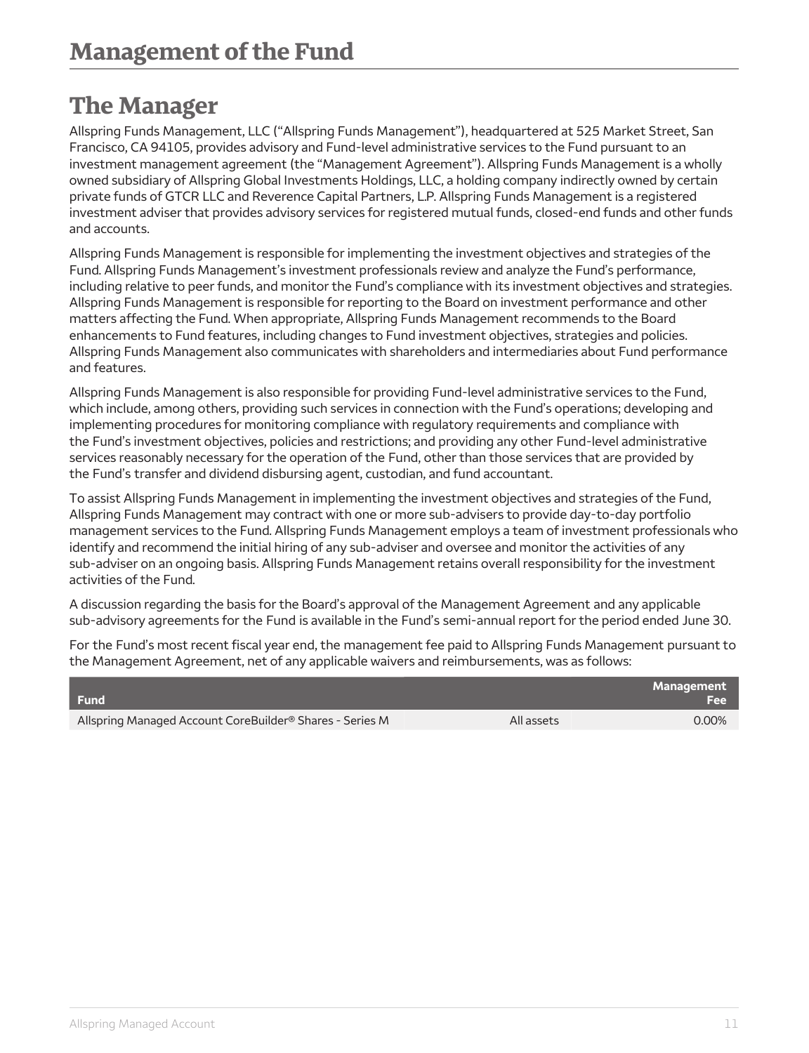# Management of the Fund

## The Manager

Allspring Funds Management, LLC ("Allspring Funds Management"), headquartered at 525 Market Street, San Francisco, CA 94105, provides advisory and Fund-level administrative services to the Fund pursuant to an investment management agreement (the "Management Agreement"). Allspring Funds Management is a wholly owned subsidiary of Allspring Global Investments Holdings, LLC, a holding company indirectly owned by certain private funds of GTCR LLC and Reverence Capital Partners, L.P. Allspring Funds Management is a registered investment adviser that provides advisory services for registered mutual funds, closed-end funds and other funds and accounts.

Allspring Funds Management is responsible for implementing the investment objectives and strategies of the Fund. Allspring Funds Management's investment professionals review and analyze the Fund's performance, including relative to peer funds, and monitor the Fund's compliance with its investment objectives and strategies. Allspring Funds Management is responsible for reporting to the Board on investment performance and other matters affecting the Fund. When appropriate, Allspring Funds Management recommends to the Board enhancements to Fund features, including changes to Fund investment objectives, strategies and policies. Allspring Funds Management also communicates with shareholders and intermediaries about Fund performance and features.

Allspring Funds Management is also responsible for providing Fund-level administrative services to the Fund, which include, among others, providing such services in connection with the Fund's operations; developing and implementing procedures for monitoring compliance with regulatory requirements and compliance with the Fund's investment objectives, policies and restrictions; and providing any other Fund-level administrative services reasonably necessary for the operation of the Fund, other than those services that are provided by the Fund's transfer and dividend disbursing agent, custodian, and fund accountant.

To assist Allspring Funds Management in implementing the investment objectives and strategies of the Fund, Allspring Funds Management may contract with one or more sub-advisers to provide day-to-day portfolio management services to the Fund. Allspring Funds Management employs a team of investment professionals who identify and recommend the initial hiring of any sub-adviser and oversee and monitor the activities of any sub-adviser on an ongoing basis. Allspring Funds Management retains overall responsibility for the investment activities of the Fund.

A discussion regarding the basis for the Board's approval of the Management Agreement and any applicable sub-advisory agreements for the Fund is available in the Fund's semi-annual report for the period ended June 30.

For the Fund's most recent fiscal year end, the management fee paid to Allspring Funds Management pursuant to the Management Agreement, net of any applicable waivers and reimbursements, was as follows:

| Fund | | Management Fee |
|---|---|---|
| Allspring Managed Account CoreBuilder® Shares - Series M | All assets | 0.00% |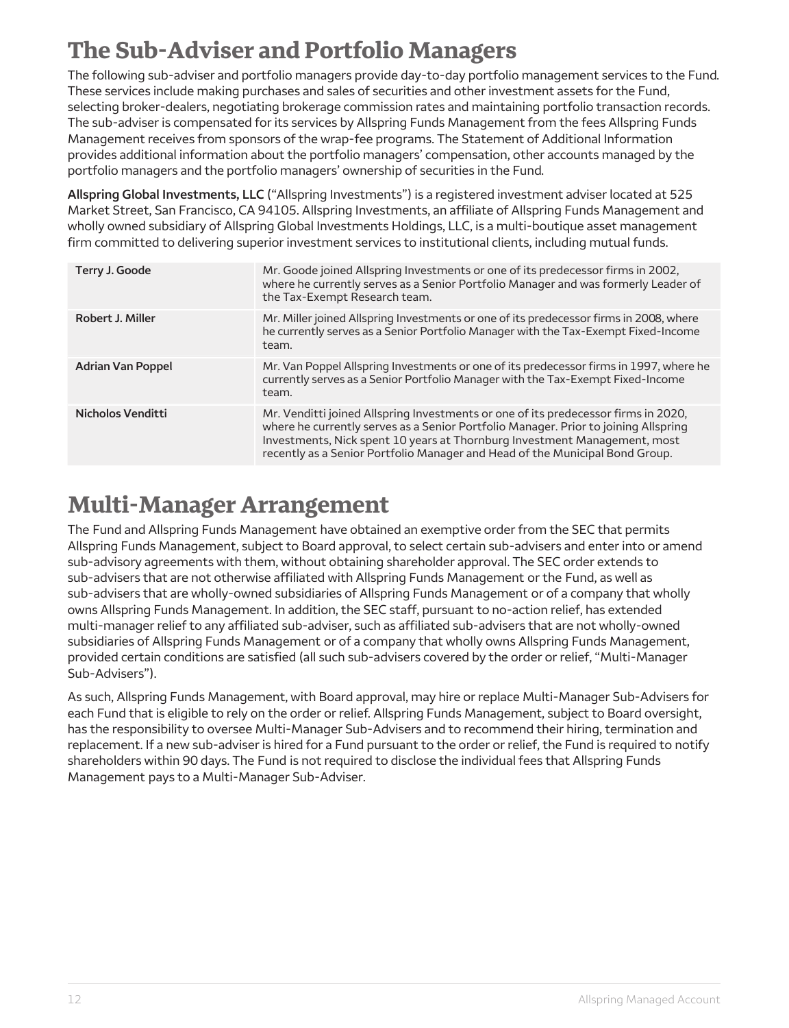# The Sub-Adviser and Portfolio Managers

The following sub-adviser and portfolio managers provide day-to-day portfolio management services to the Fund. These services include making purchases and sales of securities and other investment assets for the Fund, selecting broker-dealers, negotiating brokerage commission rates and maintaining portfolio transaction records. The sub-adviser is compensated for its services by Allspring Funds Management from the fees Allspring Funds Management receives from sponsors of the wrap-fee programs. The Statement of Additional Information provides additional information about the portfolio managers' compensation, other accounts managed by the portfolio managers and the portfolio managers' ownership of securities in the Fund.

**Allspring Global Investments, LLC** ("Allspring Investments") is a registered investment adviser located at 525 Market Street, San Francisco, CA 94105. Allspring Investments, an affiliate of Allspring Funds Management and wholly owned subsidiary of Allspring Global Investments Holdings, LLC, is a multi-boutique asset management firm committed to delivering superior investment services to institutional clients, including mutual funds.

| | |
|---|---|
| **Terry J. Goode** | Mr. Goode joined Allspring Investments or one of its predecessor firms in 2002, where he currently serves as a Senior Portfolio Manager and was formerly Leader of the Tax-Exempt Research team. |
| **Robert J. Miller** | Mr. Miller joined Allspring Investments or one of its predecessor firms in 2008, where he currently serves as a Senior Portfolio Manager with the Tax-Exempt Fixed-Income team. |
| **Adrian Van Poppel** | Mr. Van Poppel Allspring Investments or one of its predecessor firms in 1997, where he currently serves as a Senior Portfolio Manager with the Tax-Exempt Fixed-Income team. |
| **Nicholos Venditti** | Mr. Venditti joined Allspring Investments or one of its predecessor firms in 2020, where he currently serves as a Senior Portfolio Manager. Prior to joining Allspring Investments, Nick spent 10 years at Thornburg Investment Management, most recently as a Senior Portfolio Manager and Head of the Municipal Bond Group. |

# Multi-Manager Arrangement

The Fund and Allspring Funds Management have obtained an exemptive order from the SEC that permits Allspring Funds Management, subject to Board approval, to select certain sub-advisers and enter into or amend sub-advisory agreements with them, without obtaining shareholder approval. The SEC order extends to sub-advisers that are not otherwise affiliated with Allspring Funds Management or the Fund, as well as sub-advisers that are wholly-owned subsidiaries of Allspring Funds Management or of a company that wholly owns Allspring Funds Management. In addition, the SEC staff, pursuant to no-action relief, has extended multi-manager relief to any affiliated sub-adviser, such as affiliated sub-advisers that are not wholly-owned subsidiaries of Allspring Funds Management or of a company that wholly owns Allspring Funds Management, provided certain conditions are satisfied (all such sub-advisers covered by the order or relief, "Multi-Manager Sub-Advisers").

As such, Allspring Funds Management, with Board approval, may hire or replace Multi-Manager Sub-Advisers for each Fund that is eligible to rely on the order or relief. Allspring Funds Management, subject to Board oversight, has the responsibility to oversee Multi-Manager Sub-Advisers and to recommend their hiring, termination and replacement. If a new sub-adviser is hired for a Fund pursuant to the order or relief, the Fund is required to notify shareholders within 90 days. The Fund is not required to disclose the individual fees that Allspring Funds Management pays to a Multi-Manager Sub-Adviser.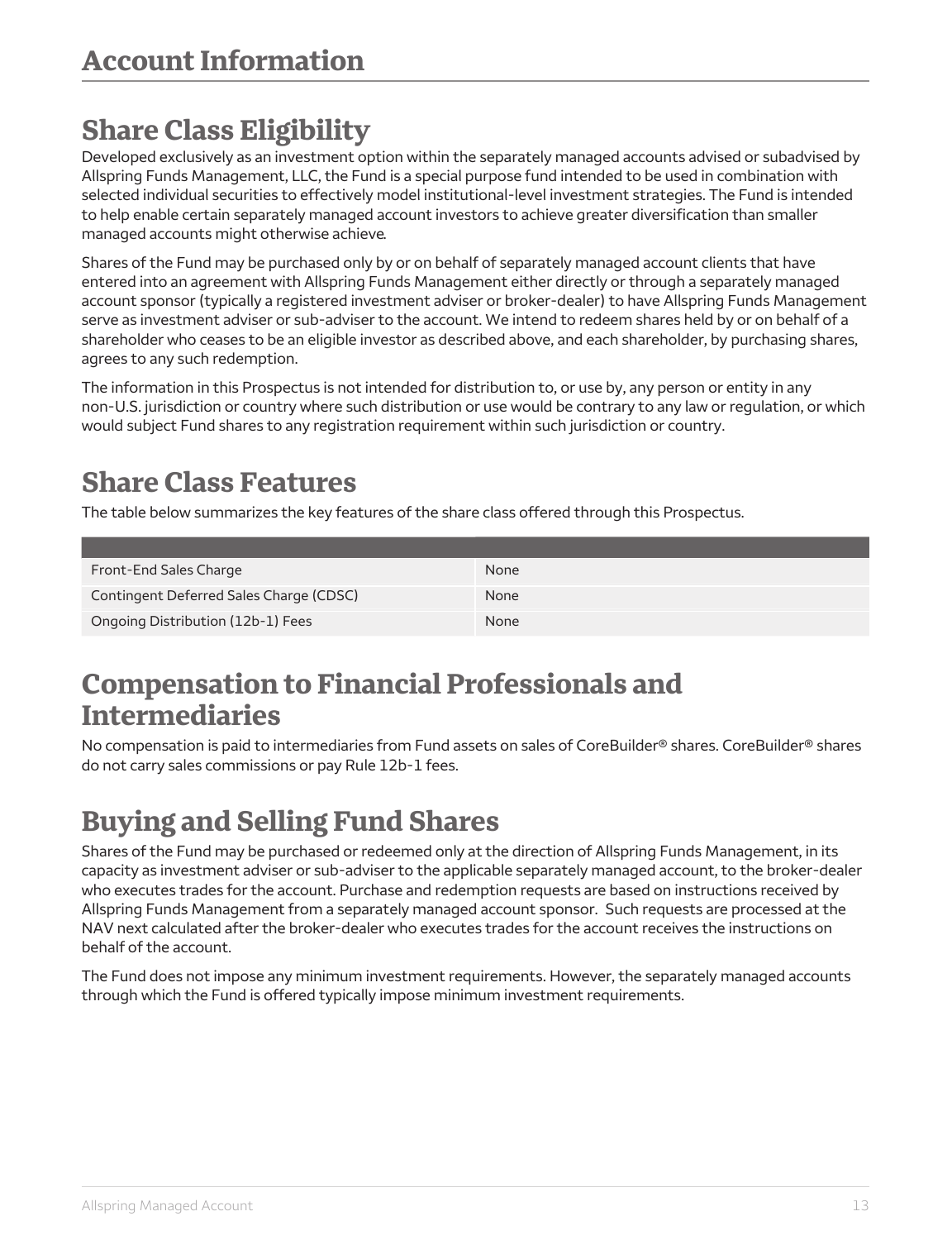# Account Information

## Share Class Eligibility

Developed exclusively as an investment option within the separately managed accounts advised or subadvised by Allspring Funds Management, LLC, the Fund is a special purpose fund intended to be used in combination with selected individual securities to effectively model institutional-level investment strategies. The Fund is intended to help enable certain separately managed account investors to achieve greater diversification than smaller managed accounts might otherwise achieve.

Shares of the Fund may be purchased only by or on behalf of separately managed account clients that have entered into an agreement with Allspring Funds Management either directly or through a separately managed account sponsor (typically a registered investment adviser or broker-dealer) to have Allspring Funds Management serve as investment adviser or sub-adviser to the account. We intend to redeem shares held by or on behalf of a shareholder who ceases to be an eligible investor as described above, and each shareholder, by purchasing shares, agrees to any such redemption.

The information in this Prospectus is not intended for distribution to, or use by, any person or entity in any non-U.S. jurisdiction or country where such distribution or use would be contrary to any law or regulation, or which would subject Fund shares to any registration requirement within such jurisdiction or country.

## Share Class Features

The table below summarizes the key features of the share class offered through this Prospectus.

| | |
|---|---|
| Front-End Sales Charge | None |
| Contingent Deferred Sales Charge (CDSC) | None |
| Ongoing Distribution (12b-1) Fees | None |

## Compensation to Financial Professionals and Intermediaries

No compensation is paid to intermediaries from Fund assets on sales of CoreBuilder® shares. CoreBuilder® shares do not carry sales commissions or pay Rule 12b-1 fees.

## Buying and Selling Fund Shares

Shares of the Fund may be purchased or redeemed only at the direction of Allspring Funds Management, in its capacity as investment adviser or sub-adviser to the applicable separately managed account, to the broker-dealer who executes trades for the account. Purchase and redemption requests are based on instructions received by Allspring Funds Management from a separately managed account sponsor. Such requests are processed at the NAV next calculated after the broker-dealer who executes trades for the account receives the instructions on behalf of the account.

The Fund does not impose any minimum investment requirements. However, the separately managed accounts through which the Fund is offered typically impose minimum investment requirements.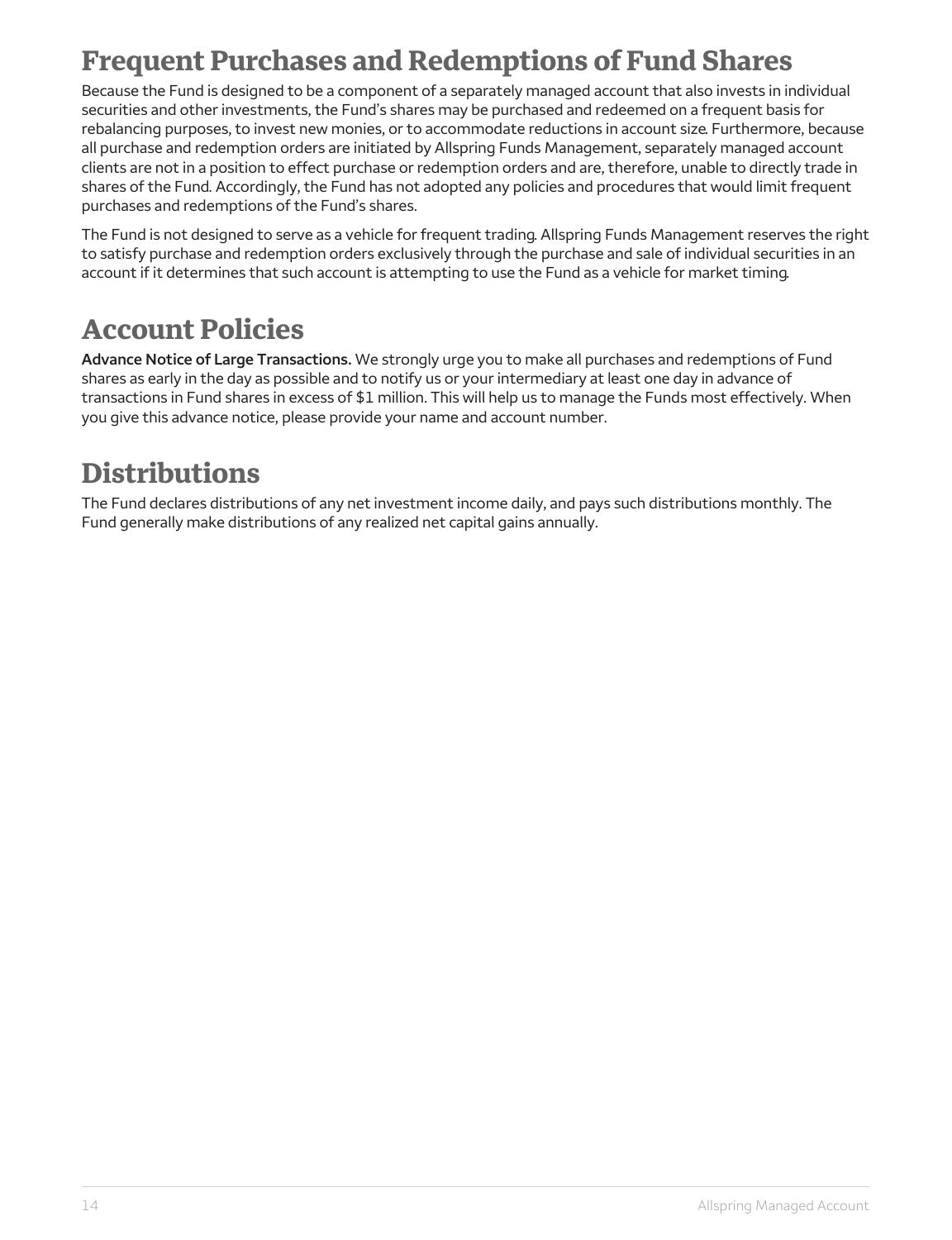## Frequent Purchases and Redemptions of Fund Shares

Because the Fund is designed to be a component of a separately managed account that also invests in individual securities and other investments, the Fund's shares may be purchased and redeemed on a frequent basis for rebalancing purposes, to invest new monies, or to accommodate reductions in account size. Furthermore, because all purchase and redemption orders are initiated by Allspring Funds Management, separately managed account clients are not in a position to effect purchase or redemption orders and are, therefore, unable to directly trade in shares of the Fund. Accordingly, the Fund has not adopted any policies and procedures that would limit frequent purchases and redemptions of the Fund's shares.

The Fund is not designed to serve as a vehicle for frequent trading. Allspring Funds Management reserves the right to satisfy purchase and redemption orders exclusively through the purchase and sale of individual securities in an account if it determines that such account is attempting to use the Fund as a vehicle for market timing.

## Account Policies

**Advance Notice of Large Transactions.** We strongly urge you to make all purchases and redemptions of Fund shares as early in the day as possible and to notify us or your intermediary at least one day in advance of transactions in Fund shares in excess of $1 million. This will help us to manage the Funds most effectively. When you give this advance notice, please provide your name and account number.

## Distributions

The Fund declares distributions of any net investment income daily, and pays such distributions monthly. The Fund generally make distributions of any realized net capital gains annually.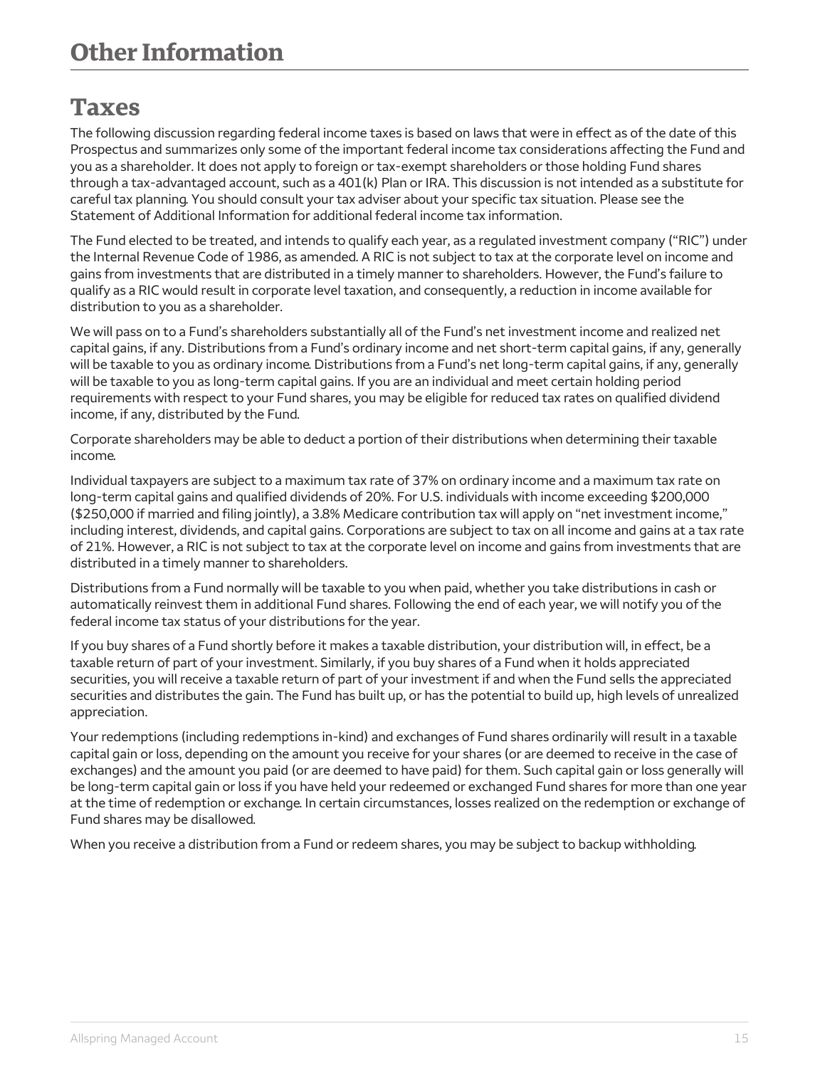# Other Information

## Taxes

The following discussion regarding federal income taxes is based on laws that were in effect as of the date of this Prospectus and summarizes only some of the important federal income tax considerations affecting the Fund and you as a shareholder. It does not apply to foreign or tax-exempt shareholders or those holding Fund shares through a tax-advantaged account, such as a 401(k) Plan or IRA. This discussion is not intended as a substitute for careful tax planning. You should consult your tax adviser about your specific tax situation. Please see the Statement of Additional Information for additional federal income tax information.

The Fund elected to be treated, and intends to qualify each year, as a regulated investment company ("RIC") under the Internal Revenue Code of 1986, as amended. A RIC is not subject to tax at the corporate level on income and gains from investments that are distributed in a timely manner to shareholders. However, the Fund's failure to qualify as a RIC would result in corporate level taxation, and consequently, a reduction in income available for distribution to you as a shareholder.

We will pass on to a Fund's shareholders substantially all of the Fund's net investment income and realized net capital gains, if any. Distributions from a Fund's ordinary income and net short-term capital gains, if any, generally will be taxable to you as ordinary income. Distributions from a Fund's net long-term capital gains, if any, generally will be taxable to you as long-term capital gains. If you are an individual and meet certain holding period requirements with respect to your Fund shares, you may be eligible for reduced tax rates on qualified dividend income, if any, distributed by the Fund.

Corporate shareholders may be able to deduct a portion of their distributions when determining their taxable income.

Individual taxpayers are subject to a maximum tax rate of 37% on ordinary income and a maximum tax rate on long-term capital gains and qualified dividends of 20%. For U.S. individuals with income exceeding $200,000 ($250,000 if married and filing jointly), a 3.8% Medicare contribution tax will apply on "net investment income," including interest, dividends, and capital gains. Corporations are subject to tax on all income and gains at a tax rate of 21%. However, a RIC is not subject to tax at the corporate level on income and gains from investments that are distributed in a timely manner to shareholders.

Distributions from a Fund normally will be taxable to you when paid, whether you take distributions in cash or automatically reinvest them in additional Fund shares. Following the end of each year, we will notify you of the federal income tax status of your distributions for the year.

If you buy shares of a Fund shortly before it makes a taxable distribution, your distribution will, in effect, be a taxable return of part of your investment. Similarly, if you buy shares of a Fund when it holds appreciated securities, you will receive a taxable return of part of your investment if and when the Fund sells the appreciated securities and distributes the gain. The Fund has built up, or has the potential to build up, high levels of unrealized appreciation.

Your redemptions (including redemptions in-kind) and exchanges of Fund shares ordinarily will result in a taxable capital gain or loss, depending on the amount you receive for your shares (or are deemed to receive in the case of exchanges) and the amount you paid (or are deemed to have paid) for them. Such capital gain or loss generally will be long-term capital gain or loss if you have held your redeemed or exchanged Fund shares for more than one year at the time of redemption or exchange. In certain circumstances, losses realized on the redemption or exchange of Fund shares may be disallowed.

When you receive a distribution from a Fund or redeem shares, you may be subject to backup withholding.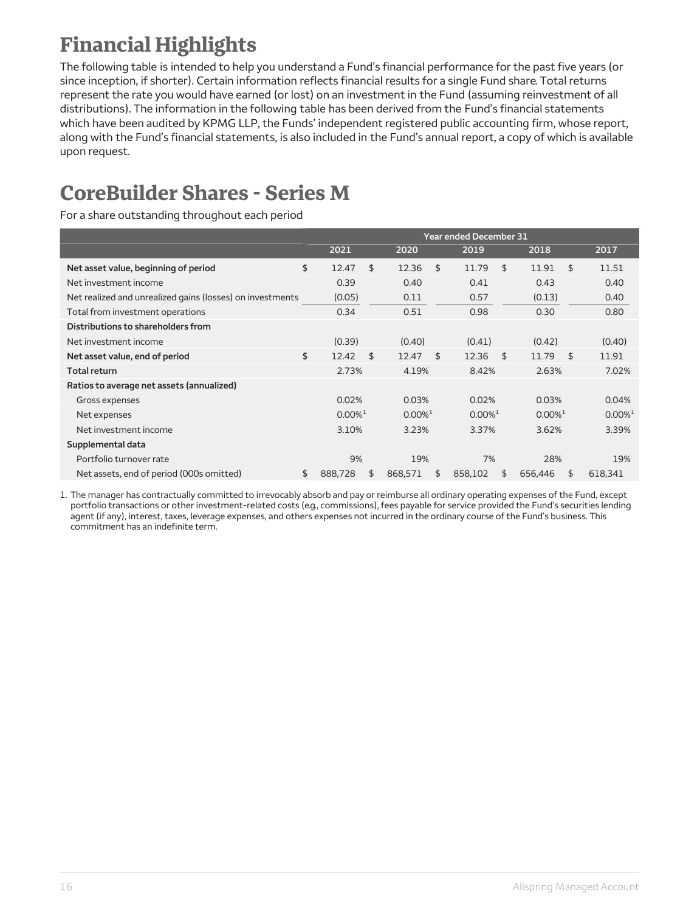# Financial Highlights

The following table is intended to help you understand a Fund's financial performance for the past five years (or since inception, if shorter). Certain information reflects financial results for a single Fund share. Total returns represent the rate you would have earned (or lost) on an investment in the Fund (assuming reinvestment of all distributions). The information in the following table has been derived from the Fund's financial statements which have been audited by KPMG LLP, the Funds' independent registered public accounting firm, whose report, along with the Fund's financial statements, is also included in the Fund's annual report, a copy of which is available upon request.

# CoreBuilder Shares - Series M

For a share outstanding throughout each period

| | Year ended December 31 | | | | |
|---|---|---|---|---|---|
| | 2021 | 2020 | 2019 | 2018 | 2017 |
| **Net asset value, beginning of period** | $ 12.47 | $ 12.36 | $ 11.79 | $ 11.91 | $ 11.51 |
| Net investment income | 0.39 | 0.40 | 0.41 | 0.43 | 0.40 |
| Net realized and unrealized gains (losses) on investments | (0.05) | 0.11 | 0.57 | (0.13) | 0.40 |
| Total from investment operations | 0.34 | 0.51 | 0.98 | 0.30 | 0.80 |
| **Distributions to shareholders from** | | | | | |
| Net investment income | (0.39) | (0.40) | (0.41) | (0.42) | (0.40) |
| **Net asset value, end of period** | $ 12.42 | $ 12.47 | $ 12.36 | $ 11.79 | $ 11.91 |
| **Total return** | 2.73% | 4.19% | 8.42% | 2.63% | 7.02% |
| **Ratios to average net assets (annualized)** | | | | | |
| Gross expenses | 0.02% | 0.03% | 0.02% | 0.03% | 0.04% |
| Net expenses | 0.00%[1] | 0.00%[1] | 0.00%[1] | 0.00%[1] | 0.00%[1] |
| Net investment income | 3.10% | 3.23% | 3.37% | 3.62% | 3.39% |
| **Supplemental data** | | | | | |
| Portfolio turnover rate | 9% | 19% | 7% | 28% | 19% |
| Net assets, end of period (000s omitted) | $ 888,728 | $ 868,571 | $ 858,102 | $ 656,446 | $ 618,341 |

1. The manager has contractually committed to irrevocably absorb and pay or reimburse all ordinary operating expenses of the Fund, except portfolio transactions or other investment-related costs (e.g., commissions), fees payable for service provided the Fund's securities lending agent (if any), interest, taxes, leverage expenses, and others expenses not incurred in the ordinary course of the Fund's business. This commitment has an indefinite term.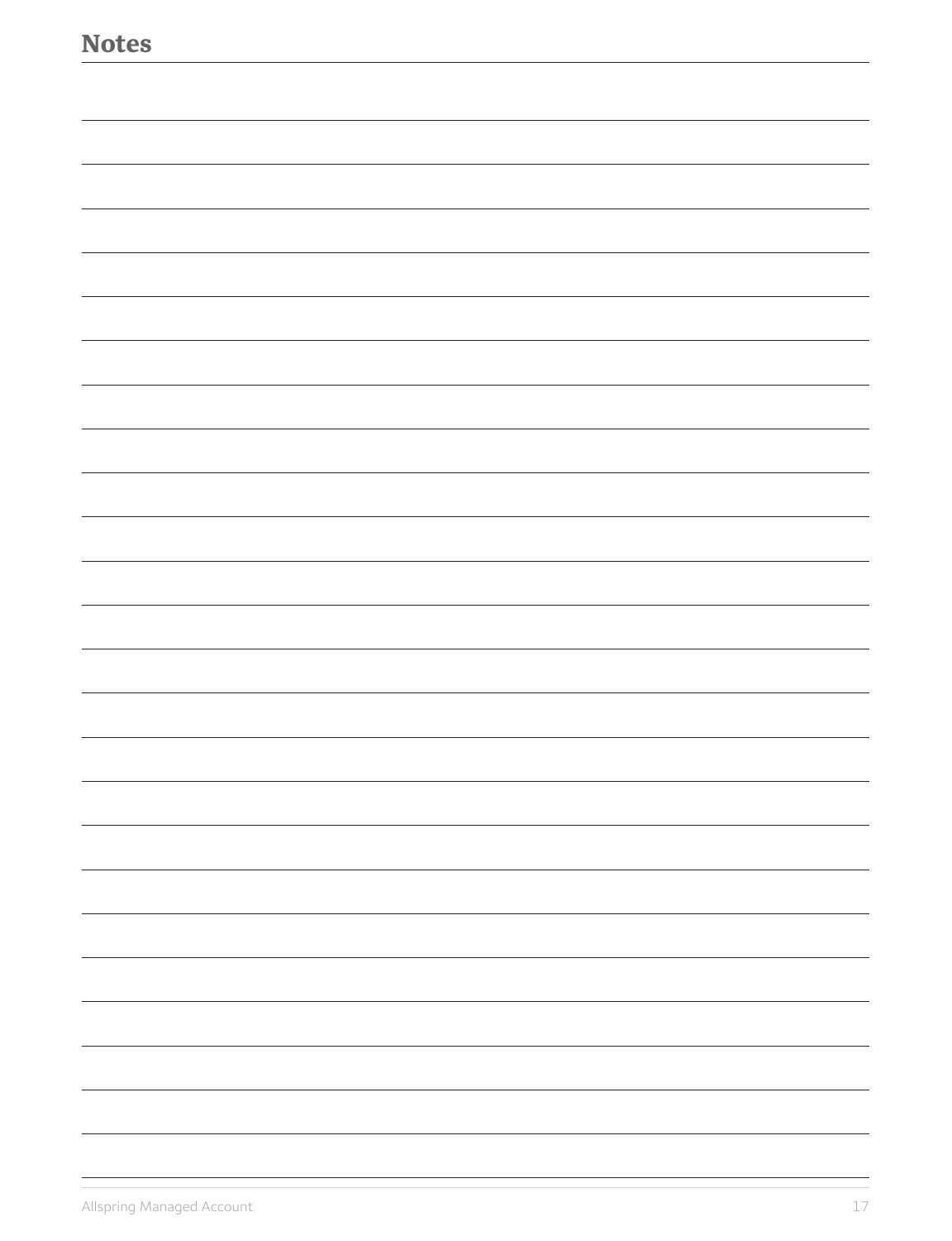# Notes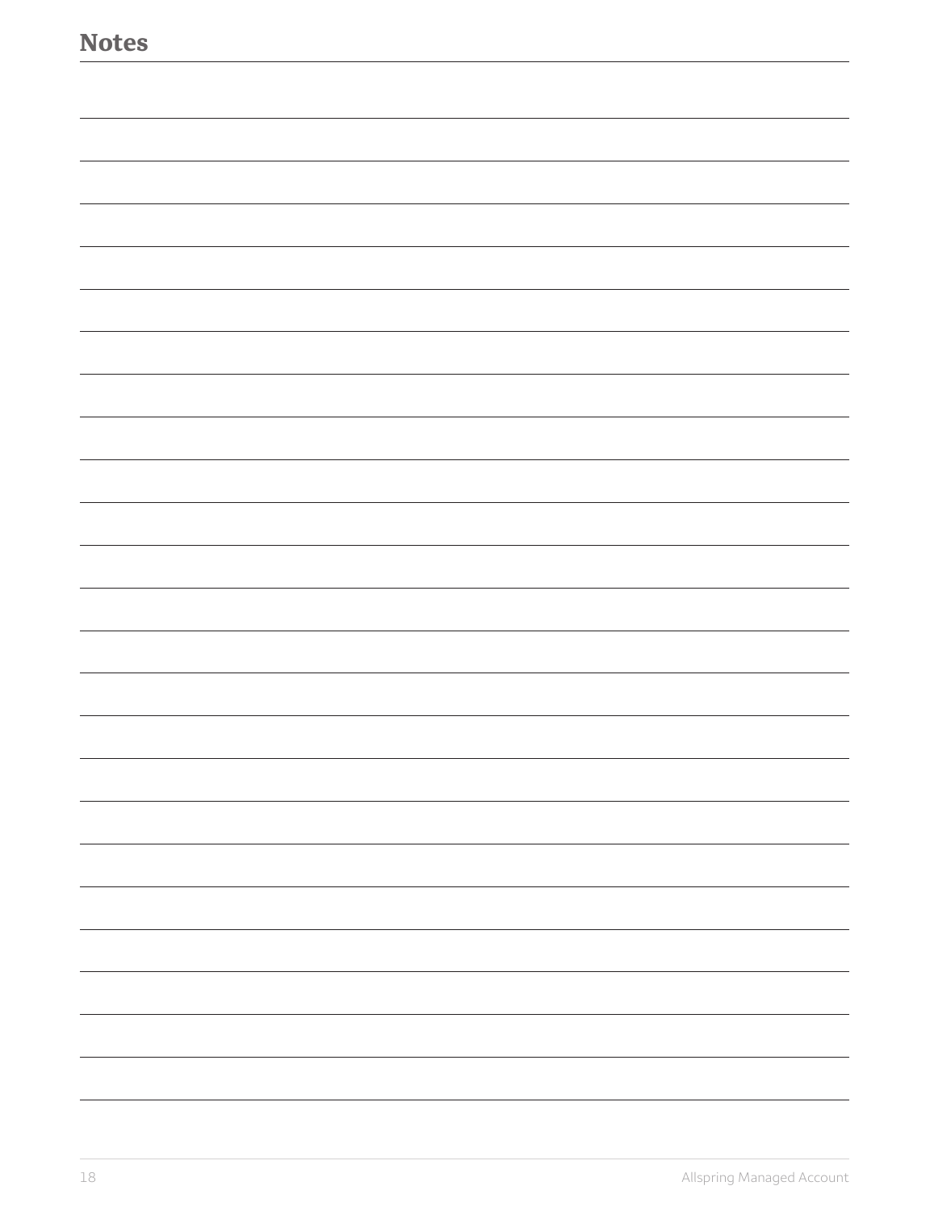# Notes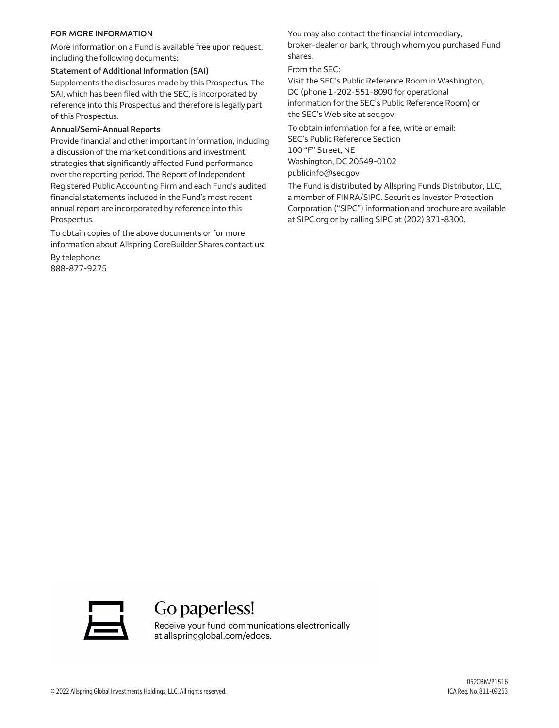## FOR MORE INFORMATION

More information on a Fund is available free upon request, including the following documents:

**Statement of Additional Information (SAI)**
Supplements the disclosures made by this Prospectus. The SAI, which has been filed with the SEC, is incorporated by reference into this Prospectus and therefore is legally part of this Prospectus.

**Annual/Semi-Annual Reports**
Provide financial and other important information, including a discussion of the market conditions and investment strategies that significantly affected Fund performance over the reporting period. The Report of Independent Registered Public Accounting Firm and each Fund's audited financial statements included in the Fund's most recent annual report are incorporated by reference into this Prospectus.

To obtain copies of the above documents or for more information about Allspring CoreBuilder Shares contact us:

By telephone:
888-877-9275

You may also contact the financial intermediary, broker-dealer or bank, through whom you purchased Fund shares.

From the SEC:
Visit the SEC's Public Reference Room in Washington, DC (phone 1-202-551-8090 for operational information for the SEC's Public Reference Room) or the SEC's Web site at sec.gov.

To obtain information for a fee, write or email:
SEC's Public Reference Section
100 "F" Street, NE
Washington, DC 20549-0102
publicinfo@sec.gov

The Fund is distributed by Allspring Funds Distributor, LLC, a member of FINRA/SIPC. Securities Investor Protection Corporation ("SIPC") information and brochure are available at SIPC.org or by calling SIPC at (202) 371-8300.

Go paperless!
Receive your fund communications electronically at allspringglobal.com/edocs.

© 2022 Allspring Global Investments Holdings, LLC. All rights reserved.

052CBM/P1516
ICA Reg. No. 811-09253